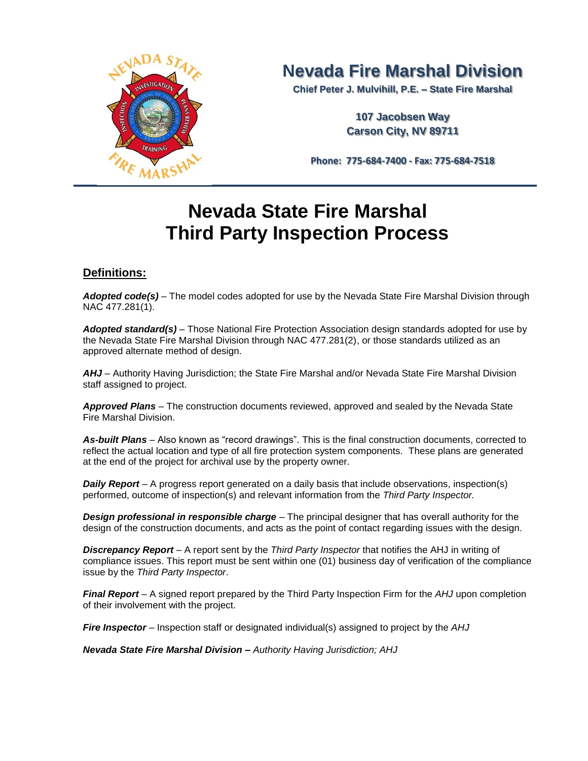# Nevada Fire Marshal Division

**Chief Peter J. Mulvihill, P.E. – State Fire Marshal**

**107 Jacobsen Way**
**Carson City, NV 89711**

**Phone: 775-684-7400 - Fax: 775-684-7518**

# Nevada State Fire Marshal Third Party Inspection Process

## Definitions:

***Adopted code(s)*** – The model codes adopted for use by the Nevada State Fire Marshal Division through NAC 477.281(1).

***Adopted standard(s)*** – Those National Fire Protection Association design standards adopted for use by the Nevada State Fire Marshal Division through NAC 477.281(2), or those standards utilized as an approved alternate method of design.

***AHJ*** – Authority Having Jurisdiction; the State Fire Marshal and/or Nevada State Fire Marshal Division staff assigned to project.

***Approved Plans*** – The construction documents reviewed, approved and sealed by the Nevada State Fire Marshal Division.

***As-built Plans*** – Also known as "record drawings". This is the final construction documents, corrected to reflect the actual location and type of all fire protection system components. These plans are generated at the end of the project for archival use by the property owner.

***Daily Report*** – A progress report generated on a daily basis that include observations, inspection(s) performed, outcome of inspection(s) and relevant information from the *Third Party Inspector.*

***Design professional in responsible charge*** – The principal designer that has overall authority for the design of the construction documents, and acts as the point of contact regarding issues with the design.

***Discrepancy Report*** – A report sent by the *Third Party Inspector* that notifies the AHJ in writing of compliance issues. This report must be sent within one (01) business day of verification of the compliance issue by the *Third Party Inspector*.

***Final Report*** – A signed report prepared by the Third Party Inspection Firm for the *AHJ* upon completion of their involvement with the project.

***Fire Inspector*** – Inspection staff or designated individual(s) assigned to project by the *AHJ*

***Nevada State Fire Marshal Division –*** *Authority Having Jurisdiction; AHJ*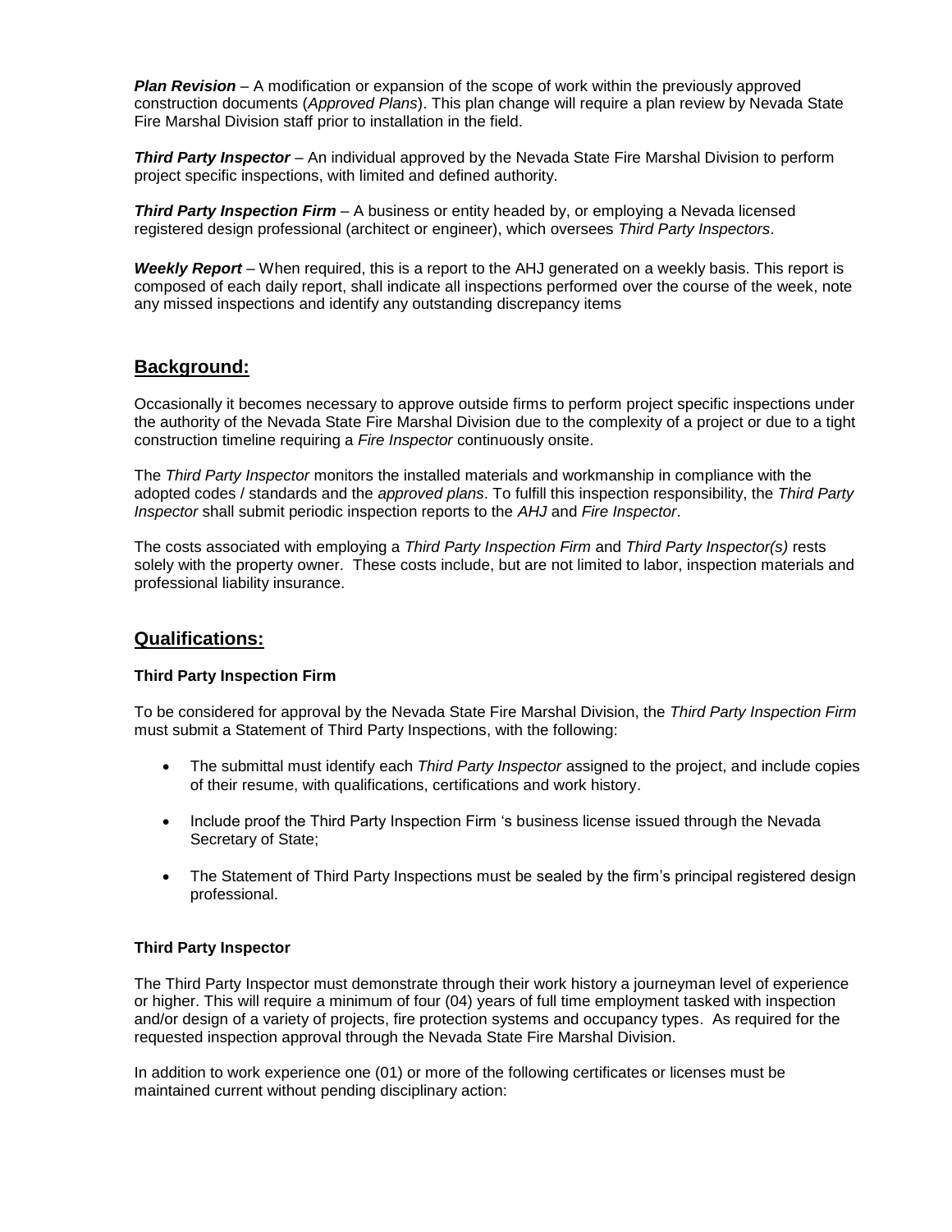***Plan Revision*** – A modification or expansion of the scope of work within the previously approved construction documents (*Approved Plans*). This plan change will require a plan review by Nevada State Fire Marshal Division staff prior to installation in the field.

***Third Party Inspector*** – An individual approved by the Nevada State Fire Marshal Division to perform project specific inspections, with limited and defined authority.

***Third Party Inspection Firm*** – A business or entity headed by, or employing a Nevada licensed registered design professional (architect or engineer), which oversees *Third Party Inspectors*.

***Weekly Report*** – When required, this is a report to the AHJ generated on a weekly basis. This report is composed of each daily report, shall indicate all inspections performed over the course of the week, note any missed inspections and identify any outstanding discrepancy items

## Background:

Occasionally it becomes necessary to approve outside firms to perform project specific inspections under the authority of the Nevada State Fire Marshal Division due to the complexity of a project or due to a tight construction timeline requiring a *Fire Inspector* continuously onsite.

The *Third Party Inspector* monitors the installed materials and workmanship in compliance with the adopted codes / standards and the *approved plans*. To fulfill this inspection responsibility, the *Third Party Inspector* shall submit periodic inspection reports to the *AHJ* and *Fire Inspector*.

The costs associated with employing a *Third Party Inspection Firm* and *Third Party Inspector(s)* rests solely with the property owner. These costs include, but are not limited to labor, inspection materials and professional liability insurance.

## Qualifications:

### Third Party Inspection Firm

To be considered for approval by the Nevada State Fire Marshal Division, the *Third Party Inspection Firm* must submit a Statement of Third Party Inspections, with the following:

- The submittal must identify each *Third Party Inspector* assigned to the project, and include copies of their resume, with qualifications, certifications and work history.
- Include proof the Third Party Inspection Firm 's business license issued through the Nevada Secretary of State;
- The Statement of Third Party Inspections must be sealed by the firm's principal registered design professional.

### Third Party Inspector

The Third Party Inspector must demonstrate through their work history a journeyman level of experience or higher. This will require a minimum of four (04) years of full time employment tasked with inspection and/or design of a variety of projects, fire protection systems and occupancy types. As required for the requested inspection approval through the Nevada State Fire Marshal Division.

In addition to work experience one (01) or more of the following certificates or licenses must be maintained current without pending disciplinary action: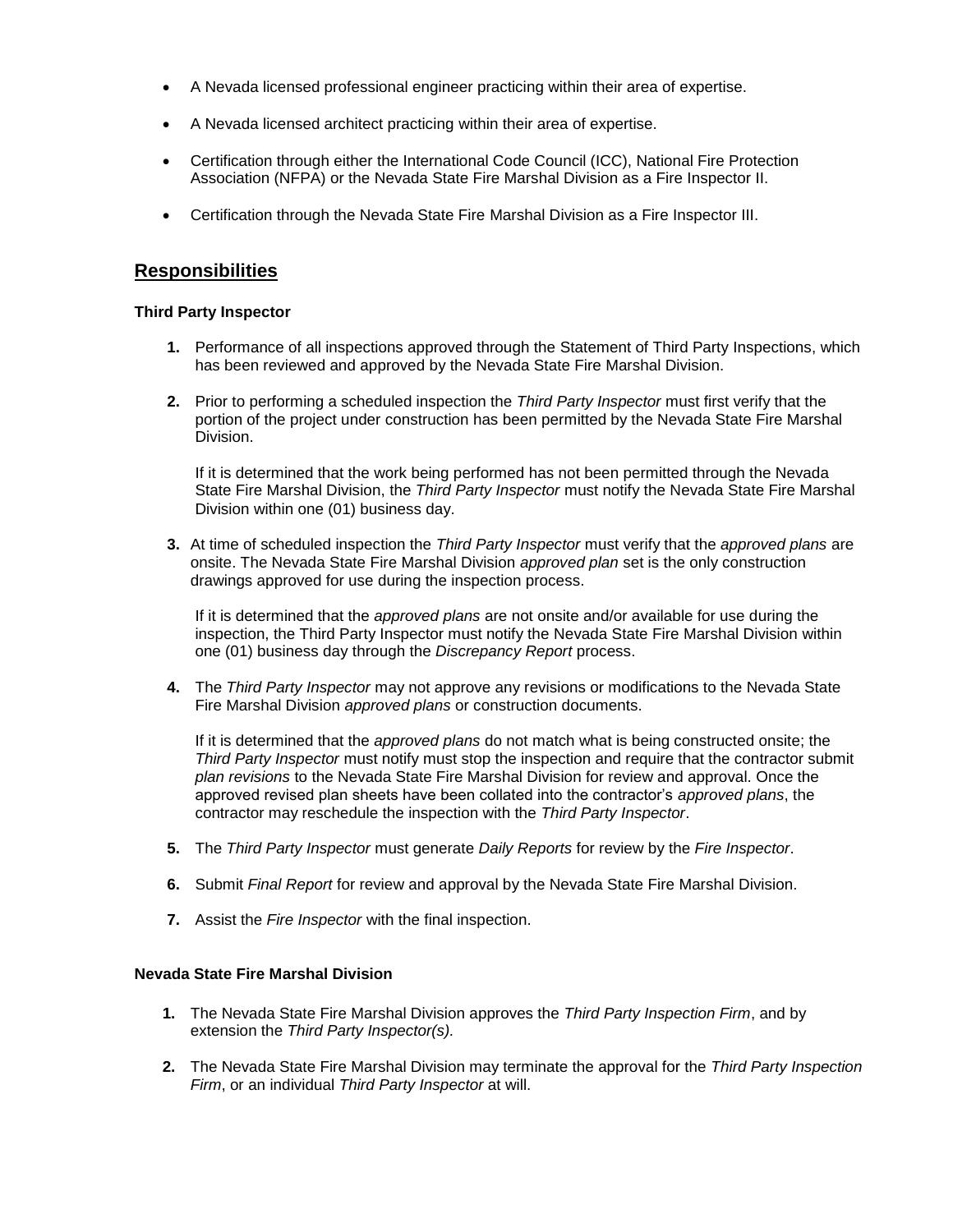- A Nevada licensed professional engineer practicing within their area of expertise.
- A Nevada licensed architect practicing within their area of expertise.
- Certification through either the International Code Council (ICC), National Fire Protection Association (NFPA) or the Nevada State Fire Marshal Division as a Fire Inspector II.
- Certification through the Nevada State Fire Marshal Division as a Fire Inspector III.

## Responsibilities

**Third Party Inspector**

1. Performance of all inspections approved through the Statement of Third Party Inspections, which has been reviewed and approved by the Nevada State Fire Marshal Division.

2. Prior to performing a scheduled inspection the *Third Party Inspector* must first verify that the portion of the project under construction has been permitted by the Nevada State Fire Marshal Division.

   If it is determined that the work being performed has not been permitted through the Nevada State Fire Marshal Division, the *Third Party Inspector* must notify the Nevada State Fire Marshal Division within one (01) business day.

3. At time of scheduled inspection the *Third Party Inspector* must verify that the *approved plans* are onsite. The Nevada State Fire Marshal Division *approved plan* set is the only construction drawings approved for use during the inspection process.

   If it is determined that the *approved plans* are not onsite and/or available for use during the inspection, the Third Party Inspector must notify the Nevada State Fire Marshal Division within one (01) business day through the *Discrepancy Report* process.

4. The *Third Party Inspector* may not approve any revisions or modifications to the Nevada State Fire Marshal Division *approved plans* or construction documents.

   If it is determined that the *approved plans* do not match what is being constructed onsite; the *Third Party Inspector* must notify must stop the inspection and require that the contractor submit *plan revisions* to the Nevada State Fire Marshal Division for review and approval. Once the approved revised plan sheets have been collated into the contractor's *approved plans*, the contractor may reschedule the inspection with the *Third Party Inspector*.

5. The *Third Party Inspector* must generate *Daily Reports* for review by the *Fire Inspector*.

6. Submit *Final Report* for review and approval by the Nevada State Fire Marshal Division.

7. Assist the *Fire Inspector* with the final inspection.

**Nevada State Fire Marshal Division**

1. The Nevada State Fire Marshal Division approves the *Third Party Inspection Firm*, and by extension the *Third Party Inspector(s).*

2. The Nevada State Fire Marshal Division may terminate the approval for the *Third Party Inspection Firm*, or an individual *Third Party Inspector* at will.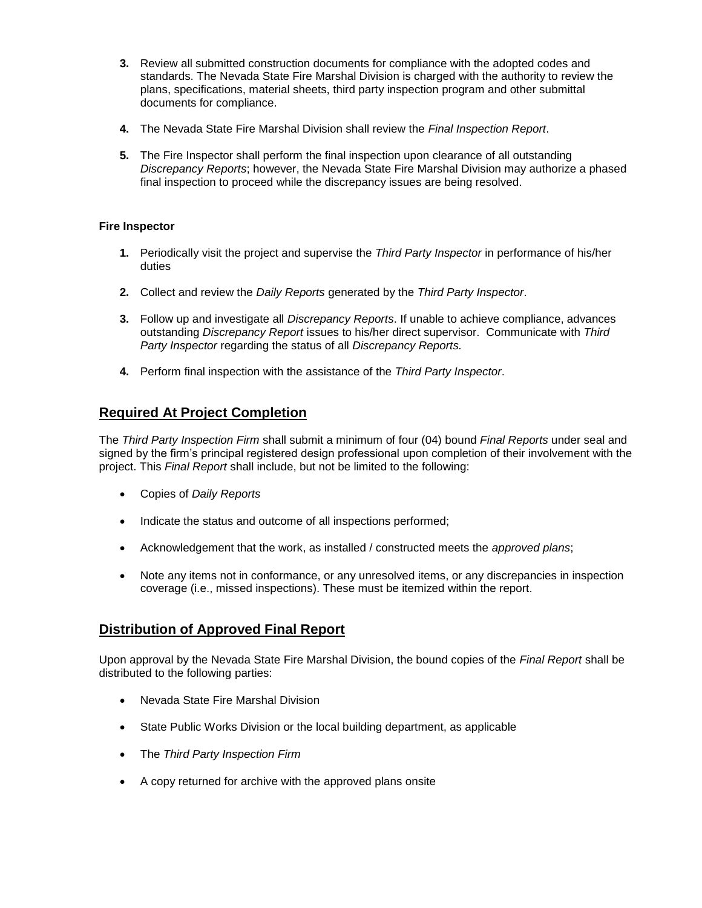3. Review all submitted construction documents for compliance with the adopted codes and standards. The Nevada State Fire Marshal Division is charged with the authority to review the plans, specifications, material sheets, third party inspection program and other submittal documents for compliance.

4. The Nevada State Fire Marshal Division shall review the *Final Inspection Report*.

5. The Fire Inspector shall perform the final inspection upon clearance of all outstanding *Discrepancy Reports*; however, the Nevada State Fire Marshal Division may authorize a phased final inspection to proceed while the discrepancy issues are being resolved.

**Fire Inspector**

1. Periodically visit the project and supervise the *Third Party Inspector* in performance of his/her duties

2. Collect and review the *Daily Reports* generated by the *Third Party Inspector*.

3. Follow up and investigate all *Discrepancy Reports*. If unable to achieve compliance, advances outstanding *Discrepancy Report* issues to his/her direct supervisor. Communicate with *Third Party Inspector* regarding the status of all *Discrepancy Reports.*

4. Perform final inspection with the assistance of the *Third Party Inspector*.

## Required At Project Completion

The *Third Party Inspection Firm* shall submit a minimum of four (04) bound *Final Reports* under seal and signed by the firm's principal registered design professional upon completion of their involvement with the project. This *Final Report* shall include, but not be limited to the following:

- Copies of *Daily Reports*
- Indicate the status and outcome of all inspections performed;
- Acknowledgement that the work, as installed / constructed meets the *approved plans*;
- Note any items not in conformance, or any unresolved items, or any discrepancies in inspection coverage (i.e., missed inspections). These must be itemized within the report.

## Distribution of Approved Final Report

Upon approval by the Nevada State Fire Marshal Division, the bound copies of the *Final Report* shall be distributed to the following parties:

- Nevada State Fire Marshal Division
- State Public Works Division or the local building department, as applicable
- The *Third Party Inspection Firm*
- A copy returned for archive with the approved plans onsite